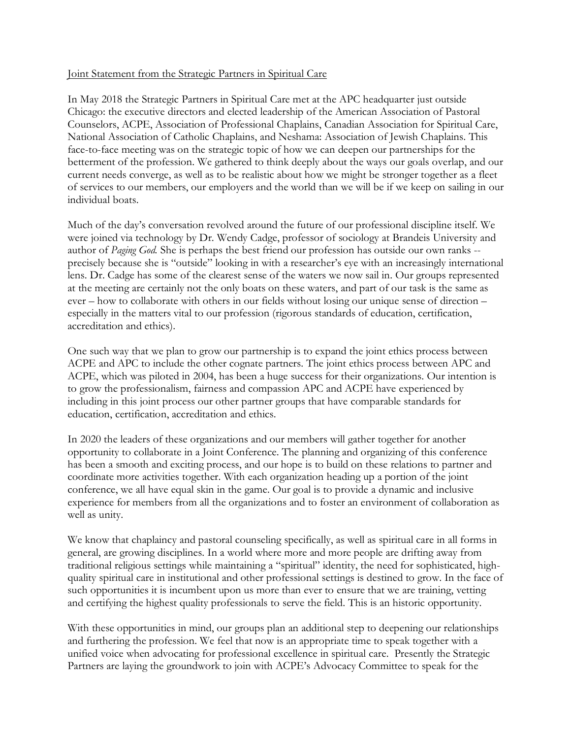Joint Statement from the Strategic Partners in Spiritual Care

In May 2018 the Strategic Partners in Spiritual Care met at the APC headquarter just outside Chicago: the executive directors and elected leadership of the American Association of Pastoral Counselors, ACPE, Association of Professional Chaplains, Canadian Association for Spiritual Care, National Association of Catholic Chaplains, and Neshama: Association of Jewish Chaplains. This face-to-face meeting was on the strategic topic of how we can deepen our partnerships for the betterment of the profession. We gathered to think deeply about the ways our goals overlap, and our current needs converge, as well as to be realistic about how we might be stronger together as a fleet of services to our members, our employers and the world than we will be if we keep on sailing in our individual boats.

Much of the day's conversation revolved around the future of our professional discipline itself. We were joined via technology by Dr. Wendy Cadge, professor of sociology at Brandeis University and author of *Paging God*. She is perhaps the best friend our profession has outside our own ranks -- precisely because she is "outside" looking in with a researcher's eye with an increasingly international lens. Dr. Cadge has some of the clearest sense of the waters we now sail in. Our groups represented at the meeting are certainly not the only boats on these waters, and part of our task is the same as ever – how to collaborate with others in our fields without losing our unique sense of direction – especially in the matters vital to our profession (rigorous standards of education, certification, accreditation and ethics).

One such way that we plan to grow our partnership is to expand the joint ethics process between ACPE and APC to include the other cognate partners. The joint ethics process between APC and ACPE, which was piloted in 2004, has been a huge success for their organizations. Our intention is to grow the professionalism, fairness and compassion APC and ACPE have experienced by including in this joint process our other partner groups that have comparable standards for education, certification, accreditation and ethics.

In 2020 the leaders of these organizations and our members will gather together for another opportunity to collaborate in a Joint Conference. The planning and organizing of this conference has been a smooth and exciting process, and our hope is to build on these relations to partner and coordinate more activities together. With each organization heading up a portion of the joint conference, we all have equal skin in the game. Our goal is to provide a dynamic and inclusive experience for members from all the organizations and to foster an environment of collaboration as well as unity.

We know that chaplaincy and pastoral counseling specifically, as well as spiritual care in all forms in general, are growing disciplines. In a world where more and more people are drifting away from traditional religious settings while maintaining a "spiritual" identity, the need for sophisticated, high-quality spiritual care in institutional and other professional settings is destined to grow. In the face of such opportunities it is incumbent upon us more than ever to ensure that we are training, vetting and certifying the highest quality professionals to serve the field. This is an historic opportunity.

With these opportunities in mind, our groups plan an additional step to deepening our relationships and furthering the profession. We feel that now is an appropriate time to speak together with a unified voice when advocating for professional excellence in spiritual care. Presently the Strategic Partners are laying the groundwork to join with ACPE's Advocacy Committee to speak for the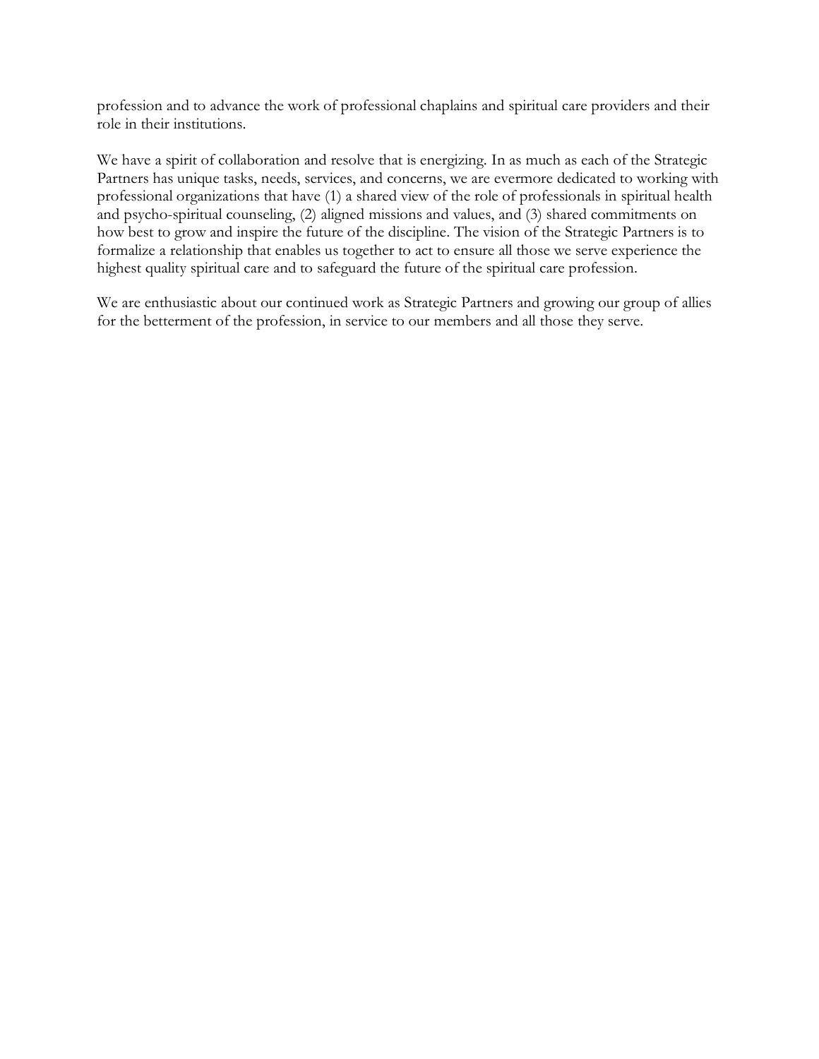profession and to advance the work of professional chaplains and spiritual care providers and their role in their institutions.

We have a spirit of collaboration and resolve that is energizing. In as much as each of the Strategic Partners has unique tasks, needs, services, and concerns, we are evermore dedicated to working with professional organizations that have (1) a shared view of the role of professionals in spiritual health and psycho-spiritual counseling, (2) aligned missions and values, and (3) shared commitments on how best to grow and inspire the future of the discipline. The vision of the Strategic Partners is to formalize a relationship that enables us together to act to ensure all those we serve experience the highest quality spiritual care and to safeguard the future of the spiritual care profession.

We are enthusiastic about our continued work as Strategic Partners and growing our group of allies for the betterment of the profession, in service to our members and all those they serve.